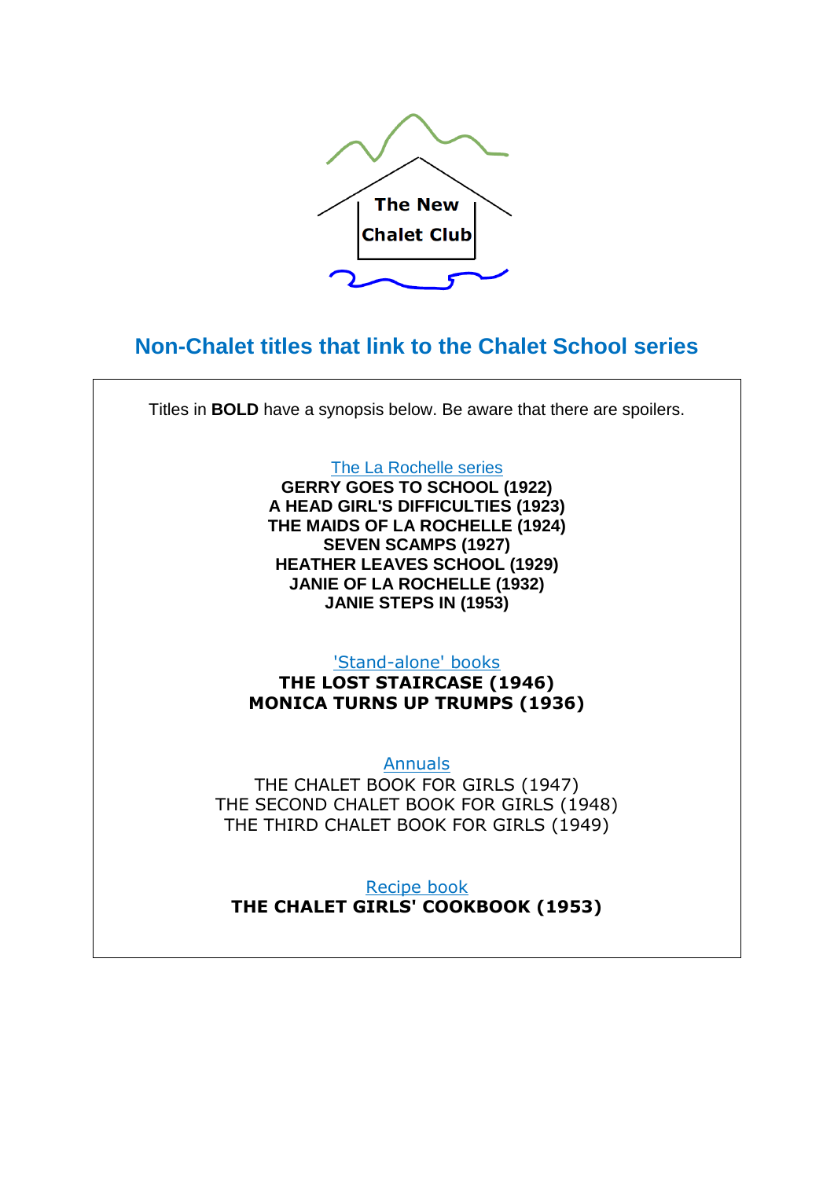The New Chalet Club

# Non-Chalet titles that link to the Chalet School series

Titles in **BOLD** have a synopsis below. Be aware that there are spoilers.

The La Rochelle series

**GERRY GOES TO SCHOOL (1922)**
**A HEAD GIRL'S DIFFICULTIES (1923)**
**THE MAIDS OF LA ROCHELLE (1924)**
**SEVEN SCAMPS (1927)**
**HEATHER LEAVES SCHOOL (1929)**
**JANIE OF LA ROCHELLE (1932)**
**JANIE STEPS IN (1953)**

'Stand-alone' books

**THE LOST STAIRCASE (1946)**
**MONICA TURNS UP TRUMPS (1936)**

Annuals

THE CHALET BOOK FOR GIRLS (1947)
THE SECOND CHALET BOOK FOR GIRLS (1948)
THE THIRD CHALET BOOK FOR GIRLS (1949)

Recipe book

**THE CHALET GIRLS' COOKBOOK (1953)**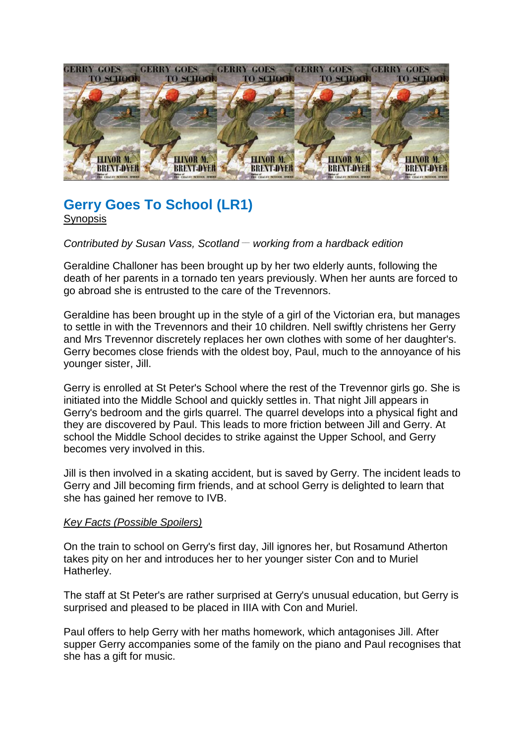## Gerry Goes To School (LR1)

Synopsis

*Contributed by Susan Vass, Scotland — working from a hardback edition*

Geraldine Challoner has been brought up by her two elderly aunts, following the death of her parents in a tornado ten years previously. When her aunts are forced to go abroad she is entrusted to the care of the Trevennors.

Geraldine has been brought up in the style of a girl of the Victorian era, but manages to settle in with the Trevennors and their 10 children. Nell swiftly christens her Gerry and Mrs Trevennor discretely replaces her own clothes with some of her daughter's. Gerry becomes close friends with the oldest boy, Paul, much to the annoyance of his younger sister, Jill.

Gerry is enrolled at St Peter's School where the rest of the Trevennor girls go. She is initiated into the Middle School and quickly settles in. That night Jill appears in Gerry's bedroom and the girls quarrel. The quarrel develops into a physical fight and they are discovered by Paul. This leads to more friction between Jill and Gerry. At school the Middle School decides to strike against the Upper School, and Gerry becomes very involved in this.

Jill is then involved in a skating accident, but is saved by Gerry. The incident leads to Gerry and Jill becoming firm friends, and at school Gerry is delighted to learn that she has gained her remove to IVB.

*Key Facts (Possible Spoilers)*

On the train to school on Gerry's first day, Jill ignores her, but Rosamund Atherton takes pity on her and introduces her to her younger sister Con and to Muriel Hatherley.

The staff at St Peter's are rather surprised at Gerry's unusual education, but Gerry is surprised and pleased to be placed in IIIA with Con and Muriel.

Paul offers to help Gerry with her maths homework, which antagonises Jill. After supper Gerry accompanies some of the family on the piano and Paul recognises that she has a gift for music.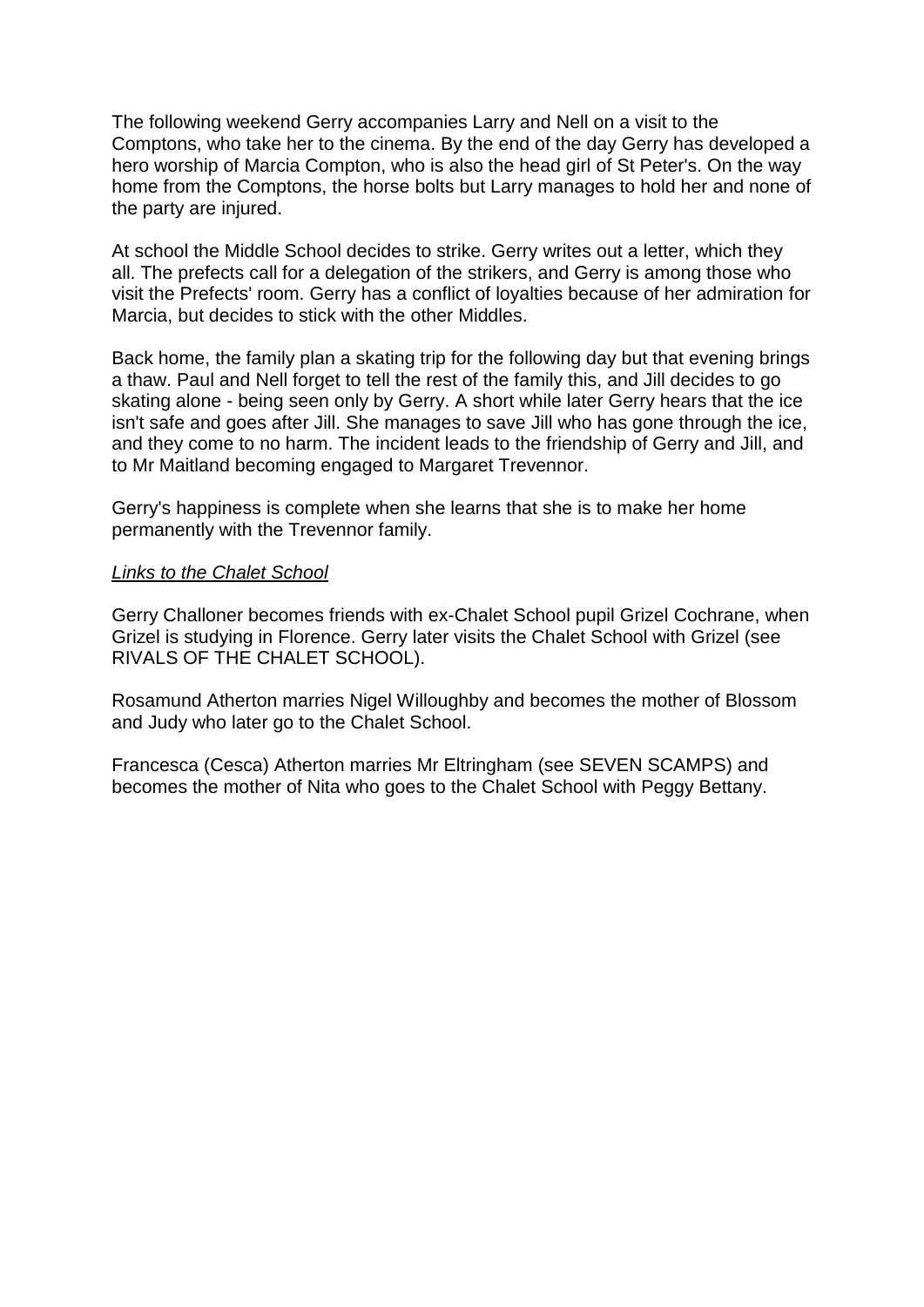The following weekend Gerry accompanies Larry and Nell on a visit to the Comptons, who take her to the cinema. By the end of the day Gerry has developed a hero worship of Marcia Compton, who is also the head girl of St Peter's. On the way home from the Comptons, the horse bolts but Larry manages to hold her and none of the party are injured.

At school the Middle School decides to strike. Gerry writes out a letter, which they all. The prefects call for a delegation of the strikers, and Gerry is among those who visit the Prefects' room. Gerry has a conflict of loyalties because of her admiration for Marcia, but decides to stick with the other Middles.

Back home, the family plan a skating trip for the following day but that evening brings a thaw. Paul and Nell forget to tell the rest of the family this, and Jill decides to go skating alone - being seen only by Gerry. A short while later Gerry hears that the ice isn't safe and goes after Jill. She manages to save Jill who has gone through the ice, and they come to no harm. The incident leads to the friendship of Gerry and Jill, and to Mr Maitland becoming engaged to Margaret Trevennor.

Gerry's happiness is complete when she learns that she is to make her home permanently with the Trevennor family.

*Links to the Chalet School*

Gerry Challoner becomes friends with ex-Chalet School pupil Grizel Cochrane, when Grizel is studying in Florence. Gerry later visits the Chalet School with Grizel (see RIVALS OF THE CHALET SCHOOL).

Rosamund Atherton marries Nigel Willoughby and becomes the mother of Blossom and Judy who later go to the Chalet School.

Francesca (Cesca) Atherton marries Mr Eltringham (see SEVEN SCAMPS) and becomes the mother of Nita who goes to the Chalet School with Peggy Bettany.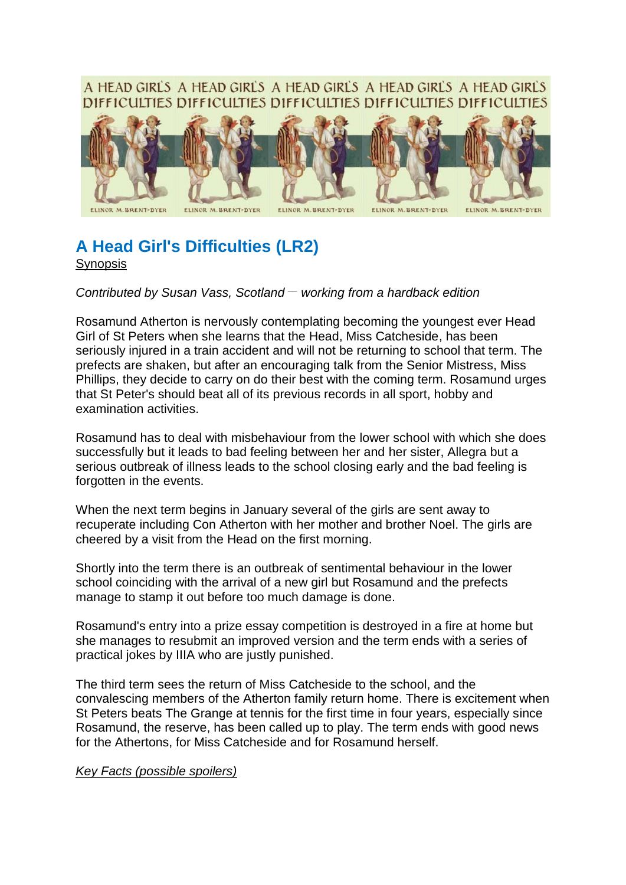## A Head Girl's Difficulties (LR2)

Synopsis

*Contributed by Susan Vass, Scotland — working from a hardback edition*

Rosamund Atherton is nervously contemplating becoming the youngest ever Head Girl of St Peters when she learns that the Head, Miss Catcheside, has been seriously injured in a train accident and will not be returning to school that term. The prefects are shaken, but after an encouraging talk from the Senior Mistress, Miss Phillips, they decide to carry on do their best with the coming term. Rosamund urges that St Peter's should beat all of its previous records in all sport, hobby and examination activities.

Rosamund has to deal with misbehaviour from the lower school with which she does successfully but it leads to bad feeling between her and her sister, Allegra but a serious outbreak of illness leads to the school closing early and the bad feeling is forgotten in the events.

When the next term begins in January several of the girls are sent away to recuperate including Con Atherton with her mother and brother Noel. The girls are cheered by a visit from the Head on the first morning.

Shortly into the term there is an outbreak of sentimental behaviour in the lower school coinciding with the arrival of a new girl but Rosamund and the prefects manage to stamp it out before too much damage is done.

Rosamund's entry into a prize essay competition is destroyed in a fire at home but she manages to resubmit an improved version and the term ends with a series of practical jokes by IIIA who are justly punished.

The third term sees the return of Miss Catcheside to the school, and the convalescing members of the Atherton family return home. There is excitement when St Peters beats The Grange at tennis for the first time in four years, especially since Rosamund, the reserve, has been called up to play. The term ends with good news for the Athertons, for Miss Catcheside and for Rosamund herself.

*Key Facts (possible spoilers)*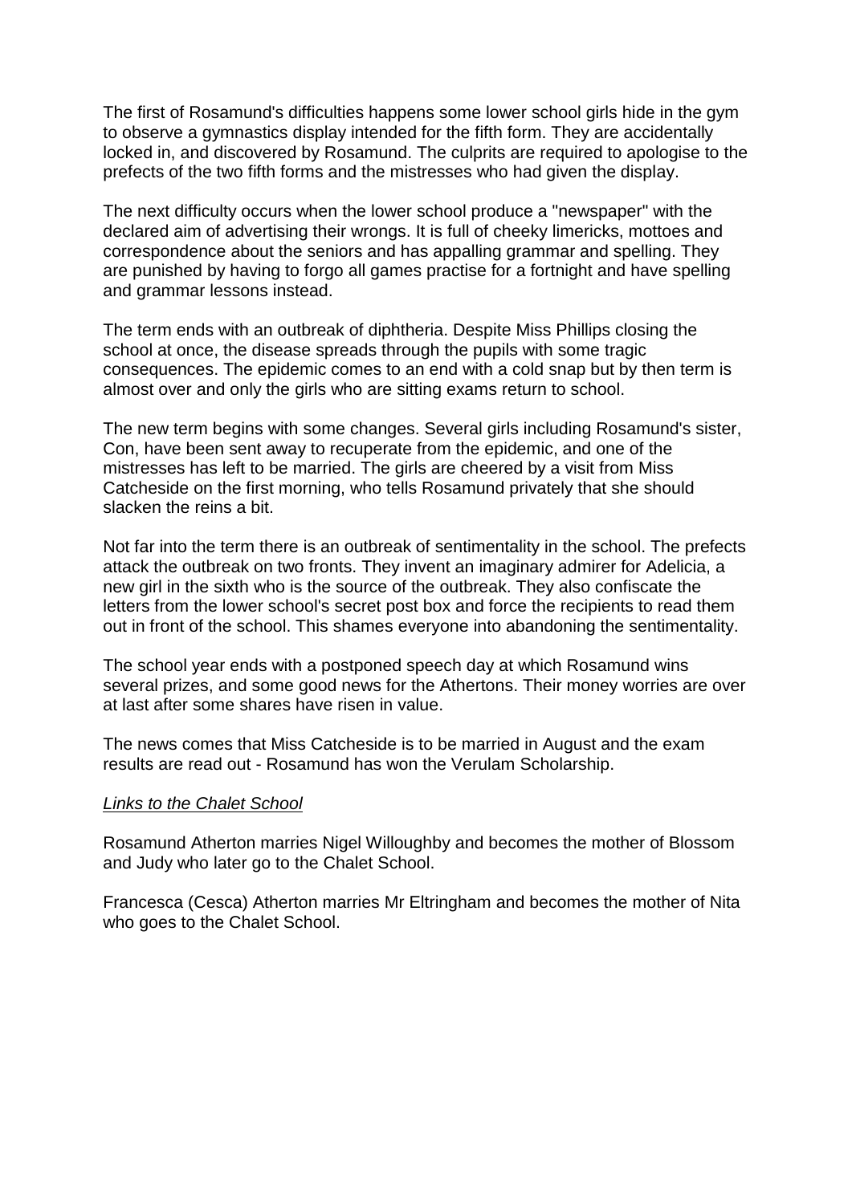The first of Rosamund's difficulties happens some lower school girls hide in the gym to observe a gymnastics display intended for the fifth form. They are accidentally locked in, and discovered by Rosamund. The culprits are required to apologise to the prefects of the two fifth forms and the mistresses who had given the display.

The next difficulty occurs when the lower school produce a "newspaper" with the declared aim of advertising their wrongs. It is full of cheeky limericks, mottoes and correspondence about the seniors and has appalling grammar and spelling. They are punished by having to forgo all games practise for a fortnight and have spelling and grammar lessons instead.

The term ends with an outbreak of diphtheria. Despite Miss Phillips closing the school at once, the disease spreads through the pupils with some tragic consequences. The epidemic comes to an end with a cold snap but by then term is almost over and only the girls who are sitting exams return to school.

The new term begins with some changes. Several girls including Rosamund's sister, Con, have been sent away to recuperate from the epidemic, and one of the mistresses has left to be married. The girls are cheered by a visit from Miss Catcheside on the first morning, who tells Rosamund privately that she should slacken the reins a bit.

Not far into the term there is an outbreak of sentimentality in the school. The prefects attack the outbreak on two fronts. They invent an imaginary admirer for Adelicia, a new girl in the sixth who is the source of the outbreak. They also confiscate the letters from the lower school's secret post box and force the recipients to read them out in front of the school. This shames everyone into abandoning the sentimentality.

The school year ends with a postponed speech day at which Rosamund wins several prizes, and some good news for the Athertons. Their money worries are over at last after some shares have risen in value.

The news comes that Miss Catcheside is to be married in August and the exam results are read out - Rosamund has won the Verulam Scholarship.

*Links to the Chalet School*

Rosamund Atherton marries Nigel Willoughby and becomes the mother of Blossom and Judy who later go to the Chalet School.

Francesca (Cesca) Atherton marries Mr Eltringham and becomes the mother of Nita who goes to the Chalet School.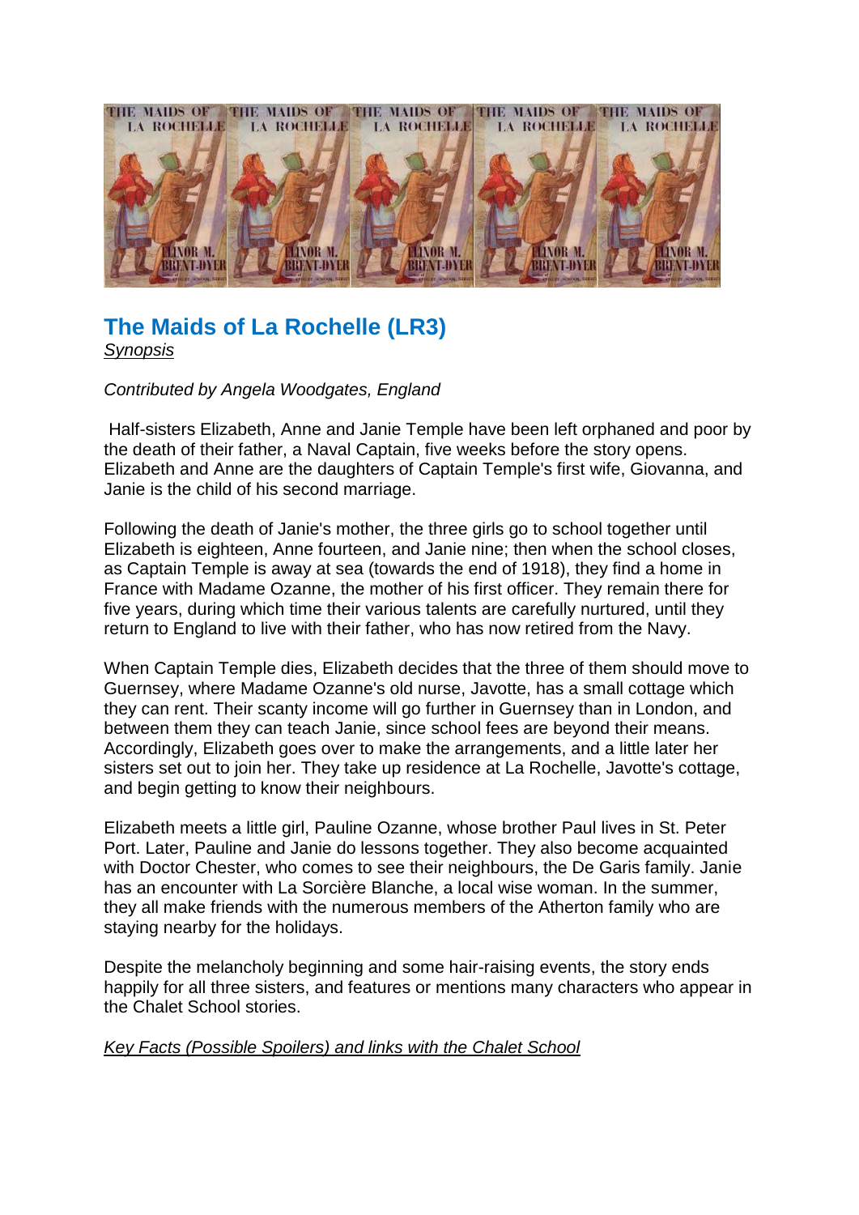## The Maids of La Rochelle (LR3)

*Synopsis*

*Contributed by Angela Woodgates, England*

Half-sisters Elizabeth, Anne and Janie Temple have been left orphaned and poor by the death of their father, a Naval Captain, five weeks before the story opens. Elizabeth and Anne are the daughters of Captain Temple's first wife, Giovanna, and Janie is the child of his second marriage.

Following the death of Janie's mother, the three girls go to school together until Elizabeth is eighteen, Anne fourteen, and Janie nine; then when the school closes, as Captain Temple is away at sea (towards the end of 1918), they find a home in France with Madame Ozanne, the mother of his first officer. They remain there for five years, during which time their various talents are carefully nurtured, until they return to England to live with their father, who has now retired from the Navy.

When Captain Temple dies, Elizabeth decides that the three of them should move to Guernsey, where Madame Ozanne's old nurse, Javotte, has a small cottage which they can rent. Their scanty income will go further in Guernsey than in London, and between them they can teach Janie, since school fees are beyond their means. Accordingly, Elizabeth goes over to make the arrangements, and a little later her sisters set out to join her. They take up residence at La Rochelle, Javotte's cottage, and begin getting to know their neighbours.

Elizabeth meets a little girl, Pauline Ozanne, whose brother Paul lives in St. Peter Port. Later, Pauline and Janie do lessons together. They also become acquainted with Doctor Chester, who comes to see their neighbours, the De Garis family. Janie has an encounter with La Sorcière Blanche, a local wise woman. In the summer, they all make friends with the numerous members of the Atherton family who are staying nearby for the holidays.

Despite the melancholy beginning and some hair-raising events, the story ends happily for all three sisters, and features or mentions many characters who appear in the Chalet School stories.

*Key Facts (Possible Spoilers) and links with the Chalet School*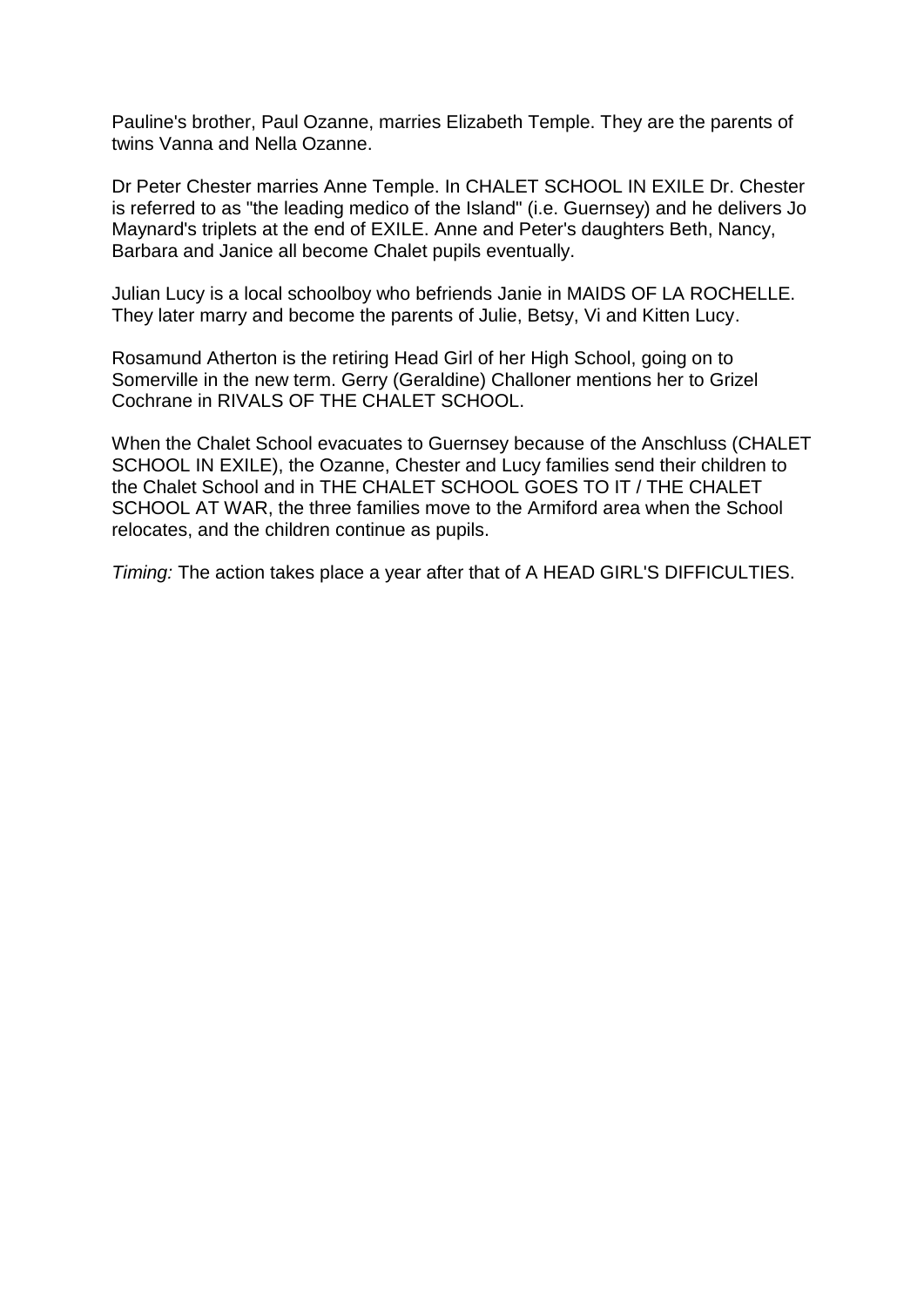Pauline's brother, Paul Ozanne, marries Elizabeth Temple. They are the parents of twins Vanna and Nella Ozanne.

Dr Peter Chester marries Anne Temple. In CHALET SCHOOL IN EXILE Dr. Chester is referred to as "the leading medico of the Island" (i.e. Guernsey) and he delivers Jo Maynard's triplets at the end of EXILE. Anne and Peter's daughters Beth, Nancy, Barbara and Janice all become Chalet pupils eventually.

Julian Lucy is a local schoolboy who befriends Janie in MAIDS OF LA ROCHELLE. They later marry and become the parents of Julie, Betsy, Vi and Kitten Lucy.

Rosamund Atherton is the retiring Head Girl of her High School, going on to Somerville in the new term. Gerry (Geraldine) Challoner mentions her to Grizel Cochrane in RIVALS OF THE CHALET SCHOOL.

When the Chalet School evacuates to Guernsey because of the Anschluss (CHALET SCHOOL IN EXILE), the Ozanne, Chester and Lucy families send their children to the Chalet School and in THE CHALET SCHOOL GOES TO IT / THE CHALET SCHOOL AT WAR, the three families move to the Armiford area when the School relocates, and the children continue as pupils.

*Timing:* The action takes place a year after that of A HEAD GIRL'S DIFFICULTIES.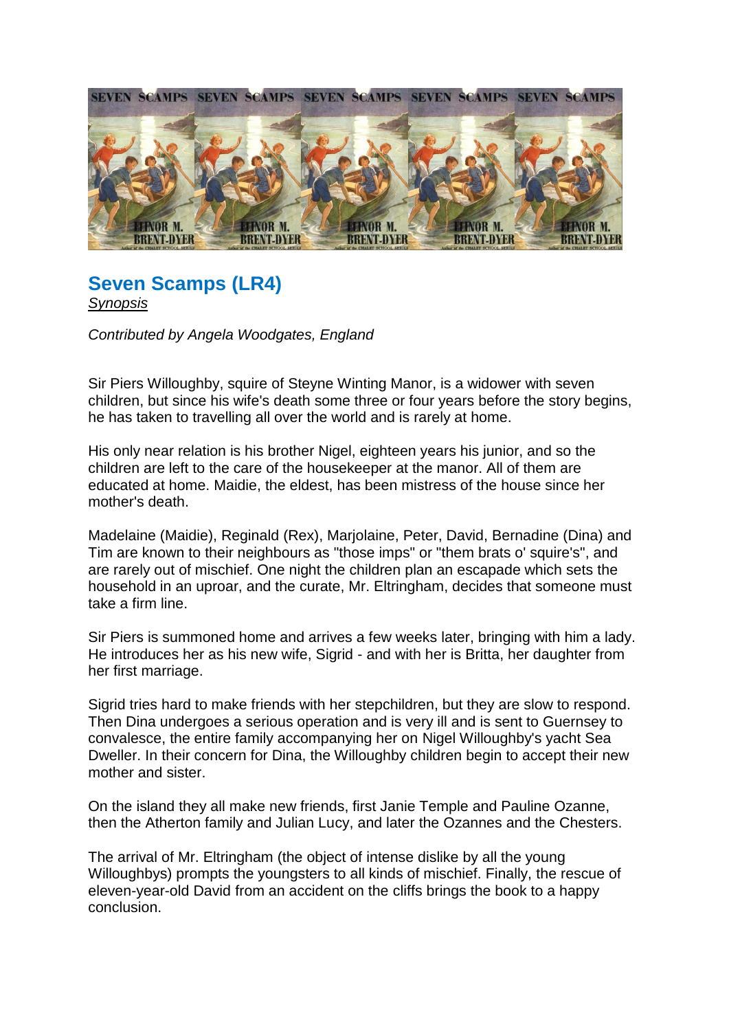## Seven Scamps (LR4)

*Synopsis*

*Contributed by Angela Woodgates, England*

Sir Piers Willoughby, squire of Steyne Winting Manor, is a widower with seven children, but since his wife's death some three or four years before the story begins, he has taken to travelling all over the world and is rarely at home.

His only near relation is his brother Nigel, eighteen years his junior, and so the children are left to the care of the housekeeper at the manor. All of them are educated at home. Maidie, the eldest, has been mistress of the house since her mother's death.

Madelaine (Maidie), Reginald (Rex), Marjolaine, Peter, David, Bernadine (Dina) and Tim are known to their neighbours as "those imps" or "them brats o' squire's", and are rarely out of mischief. One night the children plan an escapade which sets the household in an uproar, and the curate, Mr. Eltringham, decides that someone must take a firm line.

Sir Piers is summoned home and arrives a few weeks later, bringing with him a lady. He introduces her as his new wife, Sigrid - and with her is Britta, her daughter from her first marriage.

Sigrid tries hard to make friends with her stepchildren, but they are slow to respond. Then Dina undergoes a serious operation and is very ill and is sent to Guernsey to convalesce, the entire family accompanying her on Nigel Willoughby's yacht Sea Dweller. In their concern for Dina, the Willoughby children begin to accept their new mother and sister.

On the island they all make new friends, first Janie Temple and Pauline Ozanne, then the Atherton family and Julian Lucy, and later the Ozannes and the Chesters.

The arrival of Mr. Eltringham (the object of intense dislike by all the young Willoughbys) prompts the youngsters to all kinds of mischief. Finally, the rescue of eleven-year-old David from an accident on the cliffs brings the book to a happy conclusion.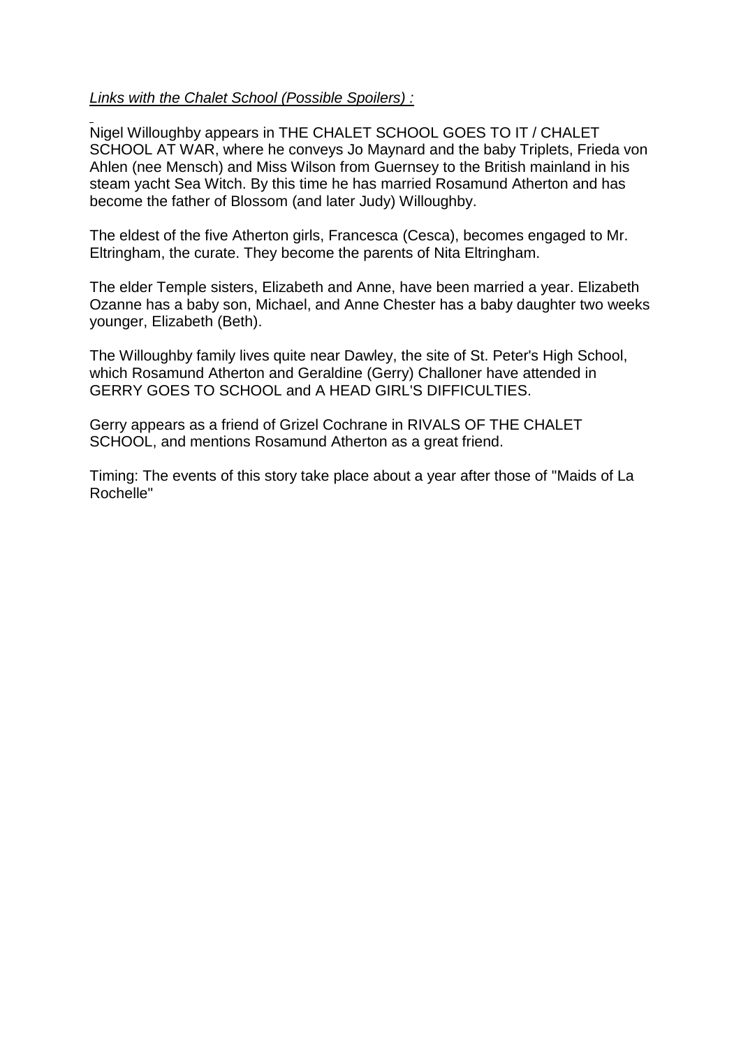*Links with the Chalet School (Possible Spoilers) :*

Nigel Willoughby appears in THE CHALET SCHOOL GOES TO IT / CHALET SCHOOL AT WAR, where he conveys Jo Maynard and the baby Triplets, Frieda von Ahlen (nee Mensch) and Miss Wilson from Guernsey to the British mainland in his steam yacht Sea Witch. By this time he has married Rosamund Atherton and has become the father of Blossom (and later Judy) Willoughby.

The eldest of the five Atherton girls, Francesca (Cesca), becomes engaged to Mr. Eltringham, the curate. They become the parents of Nita Eltringham.

The elder Temple sisters, Elizabeth and Anne, have been married a year. Elizabeth Ozanne has a baby son, Michael, and Anne Chester has a baby daughter two weeks younger, Elizabeth (Beth).

The Willoughby family lives quite near Dawley, the site of St. Peter's High School, which Rosamund Atherton and Geraldine (Gerry) Challoner have attended in GERRY GOES TO SCHOOL and A HEAD GIRL'S DIFFICULTIES.

Gerry appears as a friend of Grizel Cochrane in RIVALS OF THE CHALET SCHOOL, and mentions Rosamund Atherton as a great friend.

Timing: The events of this story take place about a year after those of "Maids of La Rochelle"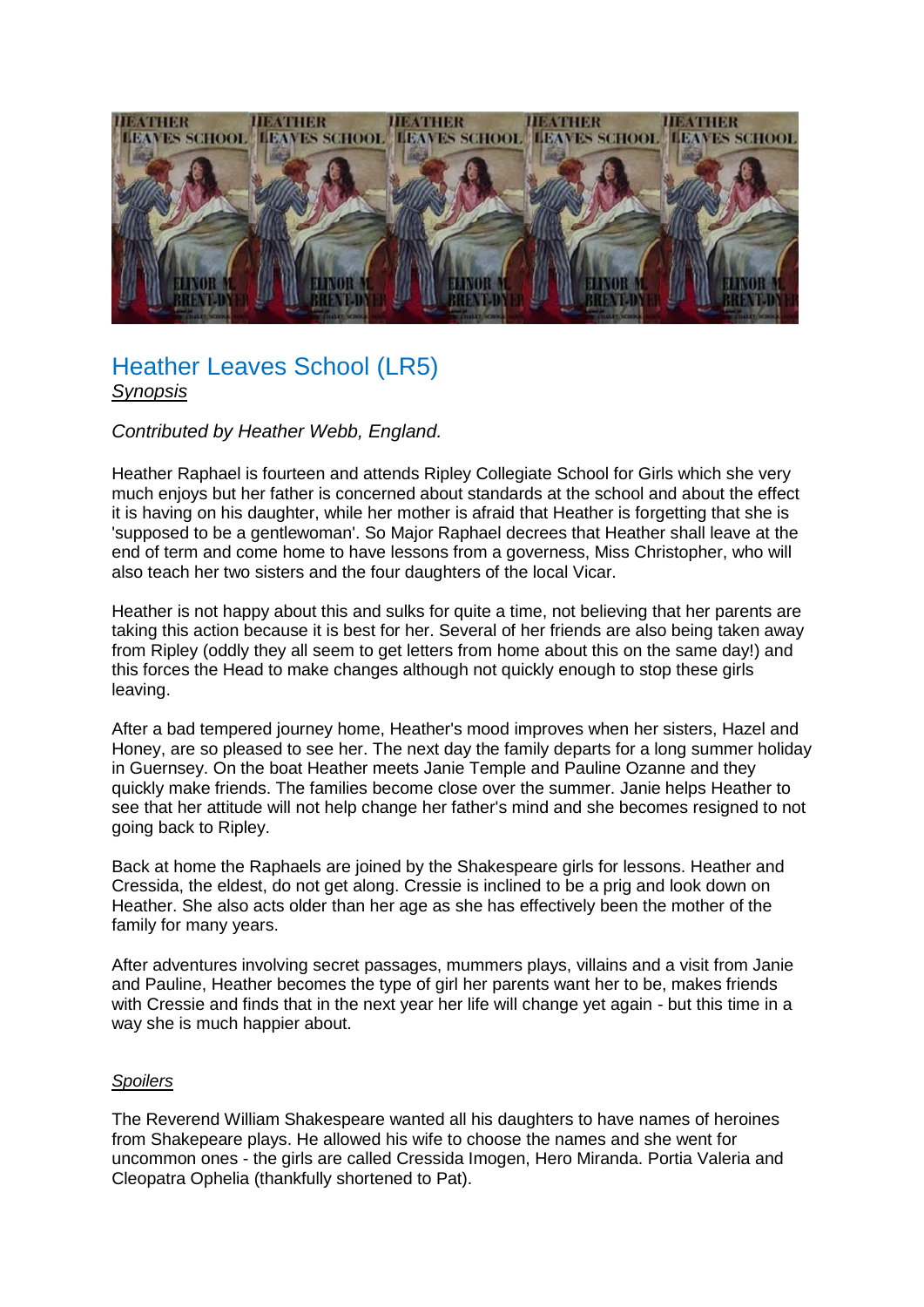## Heather Leaves School (LR5)

*Synopsis*

*Contributed by Heather Webb, England.*

Heather Raphael is fourteen and attends Ripley Collegiate School for Girls which she very much enjoys but her father is concerned about standards at the school and about the effect it is having on his daughter, while her mother is afraid that Heather is forgetting that she is 'supposed to be a gentlewoman'. So Major Raphael decrees that Heather shall leave at the end of term and come home to have lessons from a governess, Miss Christopher, who will also teach her two sisters and the four daughters of the local Vicar.

Heather is not happy about this and sulks for quite a time, not believing that her parents are taking this action because it is best for her. Several of her friends are also being taken away from Ripley (oddly they all seem to get letters from home about this on the same day!) and this forces the Head to make changes although not quickly enough to stop these girls leaving.

After a bad tempered journey home, Heather's mood improves when her sisters, Hazel and Honey, are so pleased to see her. The next day the family departs for a long summer holiday in Guernsey. On the boat Heather meets Janie Temple and Pauline Ozanne and they quickly make friends. The families become close over the summer. Janie helps Heather to see that her attitude will not help change her father's mind and she becomes resigned to not going back to Ripley.

Back at home the Raphaels are joined by the Shakespeare girls for lessons. Heather and Cressida, the eldest, do not get along. Cressie is inclined to be a prig and look down on Heather. She also acts older than her age as she has effectively been the mother of the family for many years.

After adventures involving secret passages, mummers plays, villains and a visit from Janie and Pauline, Heather becomes the type of girl her parents want her to be, makes friends with Cressie and finds that in the next year her life will change yet again - but this time in a way she is much happier about.

*Spoilers*

The Reverend William Shakespeare wanted all his daughters to have names of heroines from Shakepeare plays. He allowed his wife to choose the names and she went for uncommon ones - the girls are called Cressida Imogen, Hero Miranda. Portia Valeria and Cleopatra Ophelia (thankfully shortened to Pat).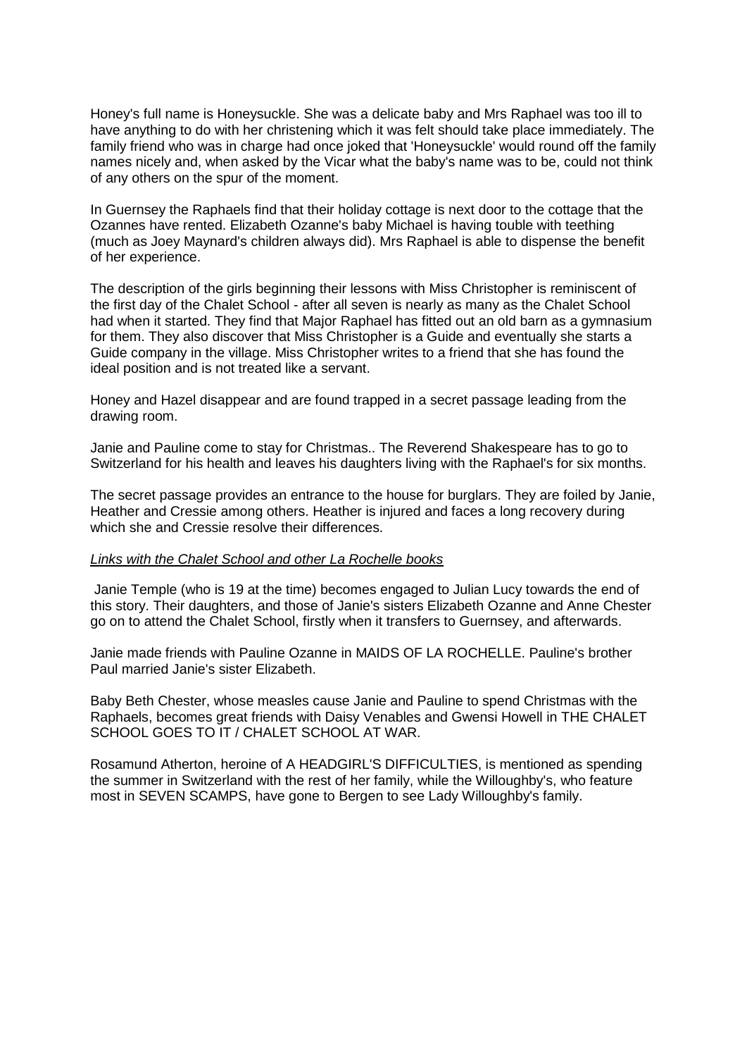Honey's full name is Honeysuckle. She was a delicate baby and Mrs Raphael was too ill to have anything to do with her christening which it was felt should take place immediately. The family friend who was in charge had once joked that 'Honeysuckle' would round off the family names nicely and, when asked by the Vicar what the baby's name was to be, could not think of any others on the spur of the moment.

In Guernsey the Raphaels find that their holiday cottage is next door to the cottage that the Ozannes have rented. Elizabeth Ozanne's baby Michael is having touble with teething (much as Joey Maynard's children always did). Mrs Raphael is able to dispense the benefit of her experience.

The description of the girls beginning their lessons with Miss Christopher is reminiscent of the first day of the Chalet School - after all seven is nearly as many as the Chalet School had when it started. They find that Major Raphael has fitted out an old barn as a gymnasium for them. They also discover that Miss Christopher is a Guide and eventually she starts a Guide company in the village. Miss Christopher writes to a friend that she has found the ideal position and is not treated like a servant.

Honey and Hazel disappear and are found trapped in a secret passage leading from the drawing room.

Janie and Pauline come to stay for Christmas.. The Reverend Shakespeare has to go to Switzerland for his health and leaves his daughters living with the Raphael's for six months.

The secret passage provides an entrance to the house for burglars. They are foiled by Janie, Heather and Cressie among others. Heather is injured and faces a long recovery during which she and Cressie resolve their differences.

*Links with the Chalet School and other La Rochelle books*

Janie Temple (who is 19 at the time) becomes engaged to Julian Lucy towards the end of this story. Their daughters, and those of Janie's sisters Elizabeth Ozanne and Anne Chester go on to attend the Chalet School, firstly when it transfers to Guernsey, and afterwards.

Janie made friends with Pauline Ozanne in MAIDS OF LA ROCHELLE. Pauline's brother Paul married Janie's sister Elizabeth.

Baby Beth Chester, whose measles cause Janie and Pauline to spend Christmas with the Raphaels, becomes great friends with Daisy Venables and Gwensi Howell in THE CHALET SCHOOL GOES TO IT / CHALET SCHOOL AT WAR.

Rosamund Atherton, heroine of A HEADGIRL'S DIFFICULTIES, is mentioned as spending the summer in Switzerland with the rest of her family, while the Willoughby's, who feature most in SEVEN SCAMPS, have gone to Bergen to see Lady Willoughby's family.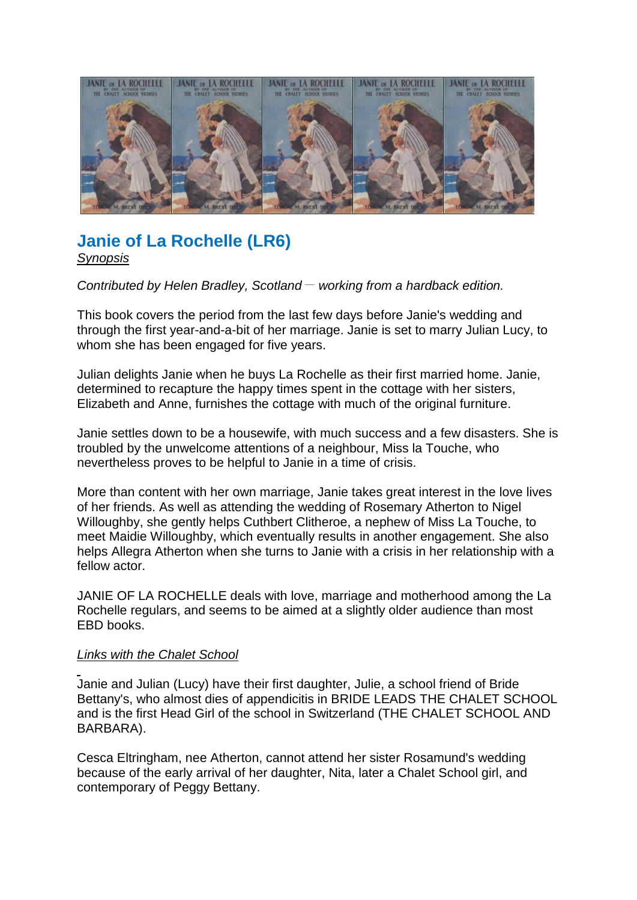## Janie of La Rochelle (LR6)

*Synopsis*

*Contributed by Helen Bradley, Scotland — working from a hardback edition.*

This book covers the period from the last few days before Janie's wedding and through the first year-and-a-bit of her marriage. Janie is set to marry Julian Lucy, to whom she has been engaged for five years.

Julian delights Janie when he buys La Rochelle as their first married home. Janie, determined to recapture the happy times spent in the cottage with her sisters, Elizabeth and Anne, furnishes the cottage with much of the original furniture.

Janie settles down to be a housewife, with much success and a few disasters. She is troubled by the unwelcome attentions of a neighbour, Miss la Touche, who nevertheless proves to be helpful to Janie in a time of crisis.

More than content with her own marriage, Janie takes great interest in the love lives of her friends. As well as attending the wedding of Rosemary Atherton to Nigel Willoughby, she gently helps Cuthbert Clitheroe, a nephew of Miss La Touche, to meet Maidie Willoughby, which eventually results in another engagement. She also helps Allegra Atherton when she turns to Janie with a crisis in her relationship with a fellow actor.

JANIE OF LA ROCHELLE deals with love, marriage and motherhood among the La Rochelle regulars, and seems to be aimed at a slightly older audience than most EBD books.

*Links with the Chalet School*

Janie and Julian (Lucy) have their first daughter, Julie, a school friend of Bride Bettany's, who almost dies of appendicitis in BRIDE LEADS THE CHALET SCHOOL and is the first Head Girl of the school in Switzerland (THE CHALET SCHOOL AND BARBARA).

Cesca Eltringham, nee Atherton, cannot attend her sister Rosamund's wedding because of the early arrival of her daughter, Nita, later a Chalet School girl, and contemporary of Peggy Bettany.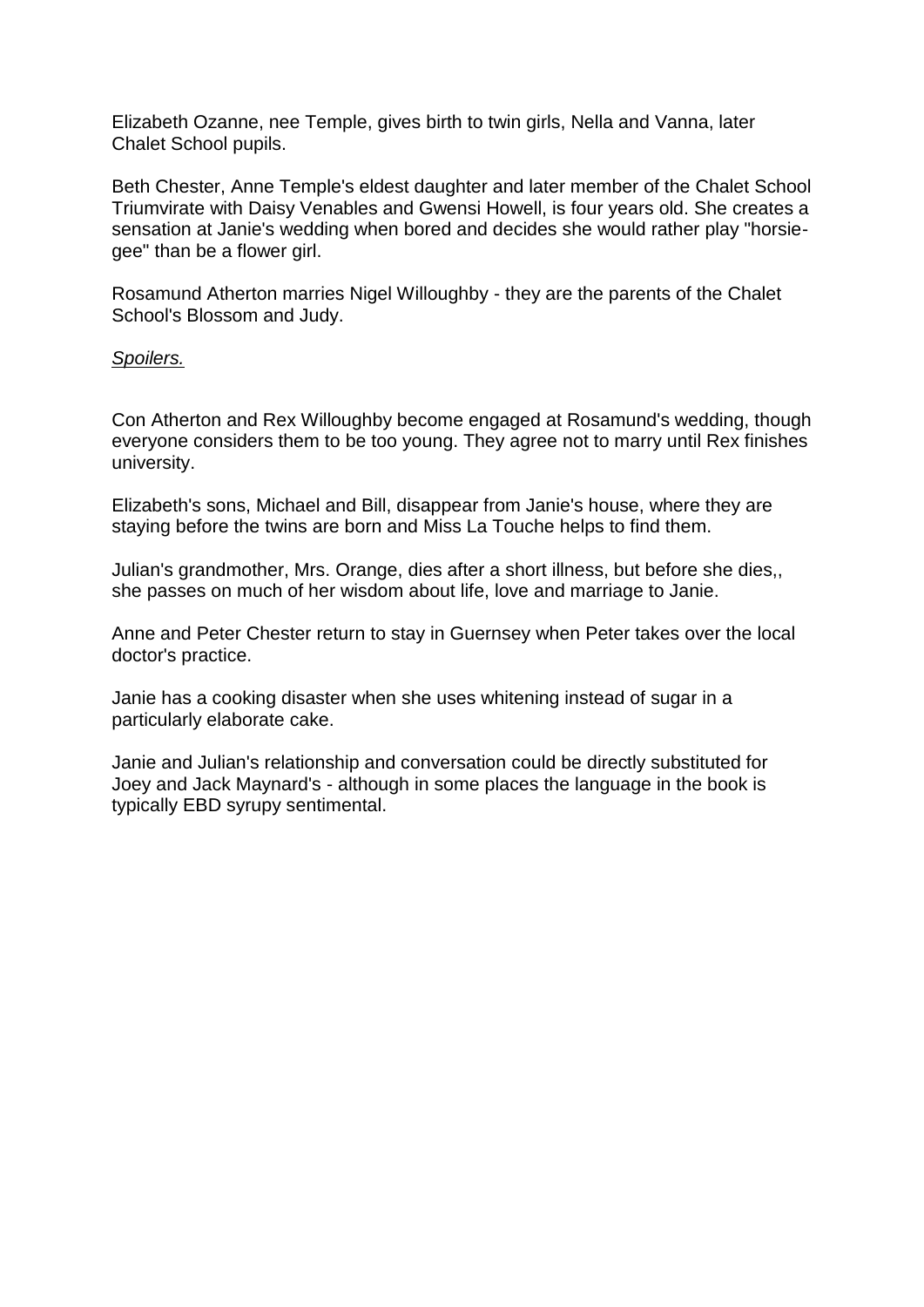Elizabeth Ozanne, nee Temple, gives birth to twin girls, Nella and Vanna, later Chalet School pupils.

Beth Chester, Anne Temple's eldest daughter and later member of the Chalet School Triumvirate with Daisy Venables and Gwensi Howell, is four years old. She creates a sensation at Janie's wedding when bored and decides she would rather play "horsie-gee" than be a flower girl.

Rosamund Atherton marries Nigel Willoughby - they are the parents of the Chalet School's Blossom and Judy.

*Spoilers.*

Con Atherton and Rex Willoughby become engaged at Rosamund's wedding, though everyone considers them to be too young. They agree not to marry until Rex finishes university.

Elizabeth's sons, Michael and Bill, disappear from Janie's house, where they are staying before the twins are born and Miss La Touche helps to find them.

Julian's grandmother, Mrs. Orange, dies after a short illness, but before she dies,, she passes on much of her wisdom about life, love and marriage to Janie.

Anne and Peter Chester return to stay in Guernsey when Peter takes over the local doctor's practice.

Janie has a cooking disaster when she uses whitening instead of sugar in a particularly elaborate cake.

Janie and Julian's relationship and conversation could be directly substituted for Joey and Jack Maynard's - although in some places the language in the book is typically EBD syrupy sentimental.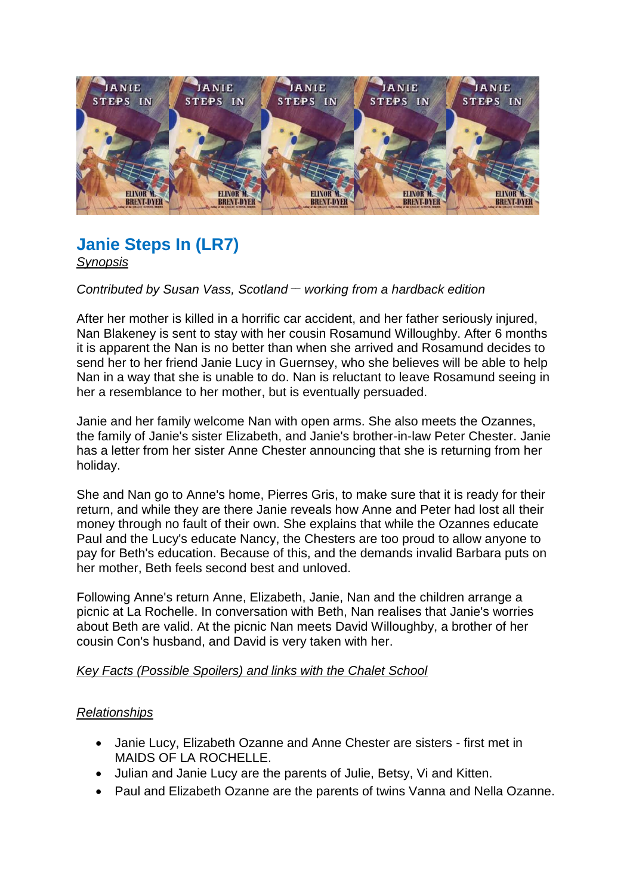## Janie Steps In (LR7)

*Synopsis*

*Contributed by Susan Vass, Scotland — working from a hardback edition*

After her mother is killed in a horrific car accident, and her father seriously injured, Nan Blakeney is sent to stay with her cousin Rosamund Willoughby. After 6 months it is apparent the Nan is no better than when she arrived and Rosamund decides to send her to her friend Janie Lucy in Guernsey, who she believes will be able to help Nan in a way that she is unable to do. Nan is reluctant to leave Rosamund seeing in her a resemblance to her mother, but is eventually persuaded.

Janie and her family welcome Nan with open arms. She also meets the Ozannes, the family of Janie's sister Elizabeth, and Janie's brother-in-law Peter Chester. Janie has a letter from her sister Anne Chester announcing that she is returning from her holiday.

She and Nan go to Anne's home, Pierres Gris, to make sure that it is ready for their return, and while they are there Janie reveals how Anne and Peter had lost all their money through no fault of their own. She explains that while the Ozannes educate Paul and the Lucy's educate Nancy, the Chesters are too proud to allow anyone to pay for Beth's education. Because of this, and the demands invalid Barbara puts on her mother, Beth feels second best and unloved.

Following Anne's return Anne, Elizabeth, Janie, Nan and the children arrange a picnic at La Rochelle. In conversation with Beth, Nan realises that Janie's worries about Beth are valid. At the picnic Nan meets David Willoughby, a brother of her cousin Con's husband, and David is very taken with her.

*Key Facts (Possible Spoilers) and links with the Chalet School*

*Relationships*

- Janie Lucy, Elizabeth Ozanne and Anne Chester are sisters - first met in MAIDS OF LA ROCHELLE.
- Julian and Janie Lucy are the parents of Julie, Betsy, Vi and Kitten.
- Paul and Elizabeth Ozanne are the parents of twins Vanna and Nella Ozanne.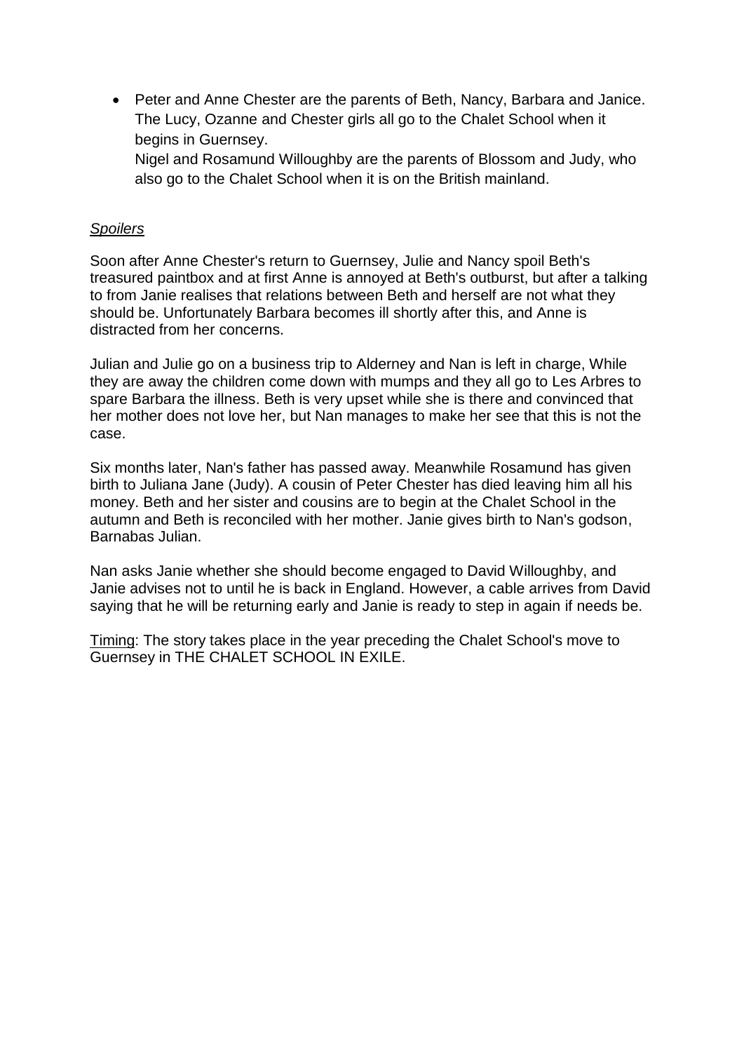- Peter and Anne Chester are the parents of Beth, Nancy, Barbara and Janice. The Lucy, Ozanne and Chester girls all go to the Chalet School when it begins in Guernsey.
  Nigel and Rosamund Willoughby are the parents of Blossom and Judy, who also go to the Chalet School when it is on the British mainland.

*Spoilers*

Soon after Anne Chester's return to Guernsey, Julie and Nancy spoil Beth's treasured paintbox and at first Anne is annoyed at Beth's outburst, but after a talking to from Janie realises that relations between Beth and herself are not what they should be. Unfortunately Barbara becomes ill shortly after this, and Anne is distracted from her concerns.

Julian and Julie go on a business trip to Alderney and Nan is left in charge, While they are away the children come down with mumps and they all go to Les Arbres to spare Barbara the illness. Beth is very upset while she is there and convinced that her mother does not love her, but Nan manages to make her see that this is not the case.

Six months later, Nan's father has passed away. Meanwhile Rosamund has given birth to Juliana Jane (Judy). A cousin of Peter Chester has died leaving him all his money. Beth and her sister and cousins are to begin at the Chalet School in the autumn and Beth is reconciled with her mother. Janie gives birth to Nan's godson, Barnabas Julian.

Nan asks Janie whether she should become engaged to David Willoughby, and Janie advises not to until he is back in England. However, a cable arrives from David saying that he will be returning early and Janie is ready to step in again if needs be.

Timing: The story takes place in the year preceding the Chalet School's move to Guernsey in THE CHALET SCHOOL IN EXILE.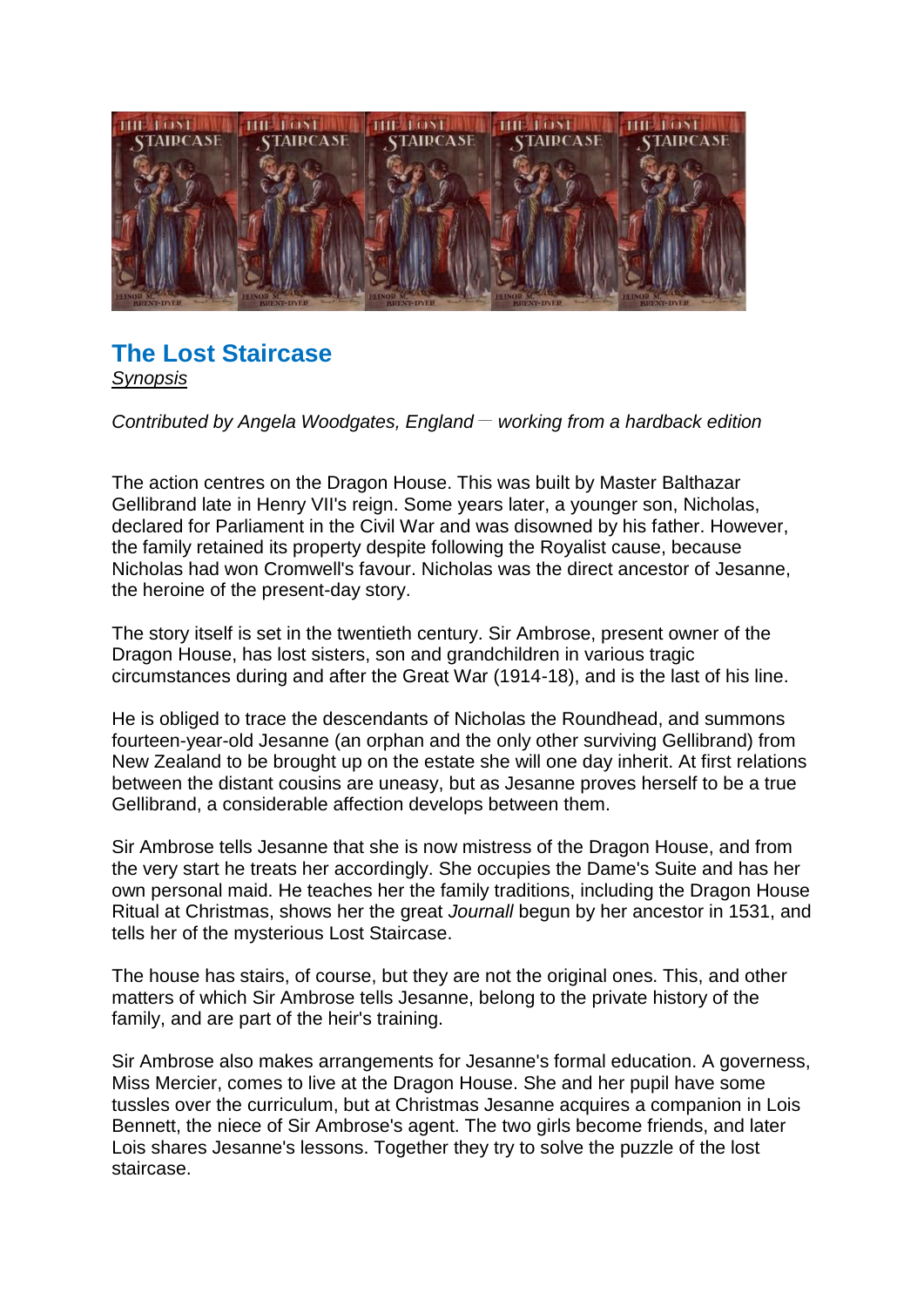## The Lost Staircase

*Synopsis*

*Contributed by Angela Woodgates, England — working from a hardback edition*

The action centres on the Dragon House. This was built by Master Balthazar Gellibrand late in Henry VII's reign. Some years later, a younger son, Nicholas, declared for Parliament in the Civil War and was disowned by his father. However, the family retained its property despite following the Royalist cause, because Nicholas had won Cromwell's favour. Nicholas was the direct ancestor of Jesanne, the heroine of the present-day story.

The story itself is set in the twentieth century. Sir Ambrose, present owner of the Dragon House, has lost sisters, son and grandchildren in various tragic circumstances during and after the Great War (1914-18), and is the last of his line.

He is obliged to trace the descendants of Nicholas the Roundhead, and summons fourteen-year-old Jesanne (an orphan and the only other surviving Gellibrand) from New Zealand to be brought up on the estate she will one day inherit. At first relations between the distant cousins are uneasy, but as Jesanne proves herself to be a true Gellibrand, a considerable affection develops between them.

Sir Ambrose tells Jesanne that she is now mistress of the Dragon House, and from the very start he treats her accordingly. She occupies the Dame's Suite and has her own personal maid. He teaches her the family traditions, including the Dragon House Ritual at Christmas, shows her the great *Journall* begun by her ancestor in 1531, and tells her of the mysterious Lost Staircase.

The house has stairs, of course, but they are not the original ones. This, and other matters of which Sir Ambrose tells Jesanne, belong to the private history of the family, and are part of the heir's training.

Sir Ambrose also makes arrangements for Jesanne's formal education. A governess, Miss Mercier, comes to live at the Dragon House. She and her pupil have some tussles over the curriculum, but at Christmas Jesanne acquires a companion in Lois Bennett, the niece of Sir Ambrose's agent. The two girls become friends, and later Lois shares Jesanne's lessons. Together they try to solve the puzzle of the lost staircase.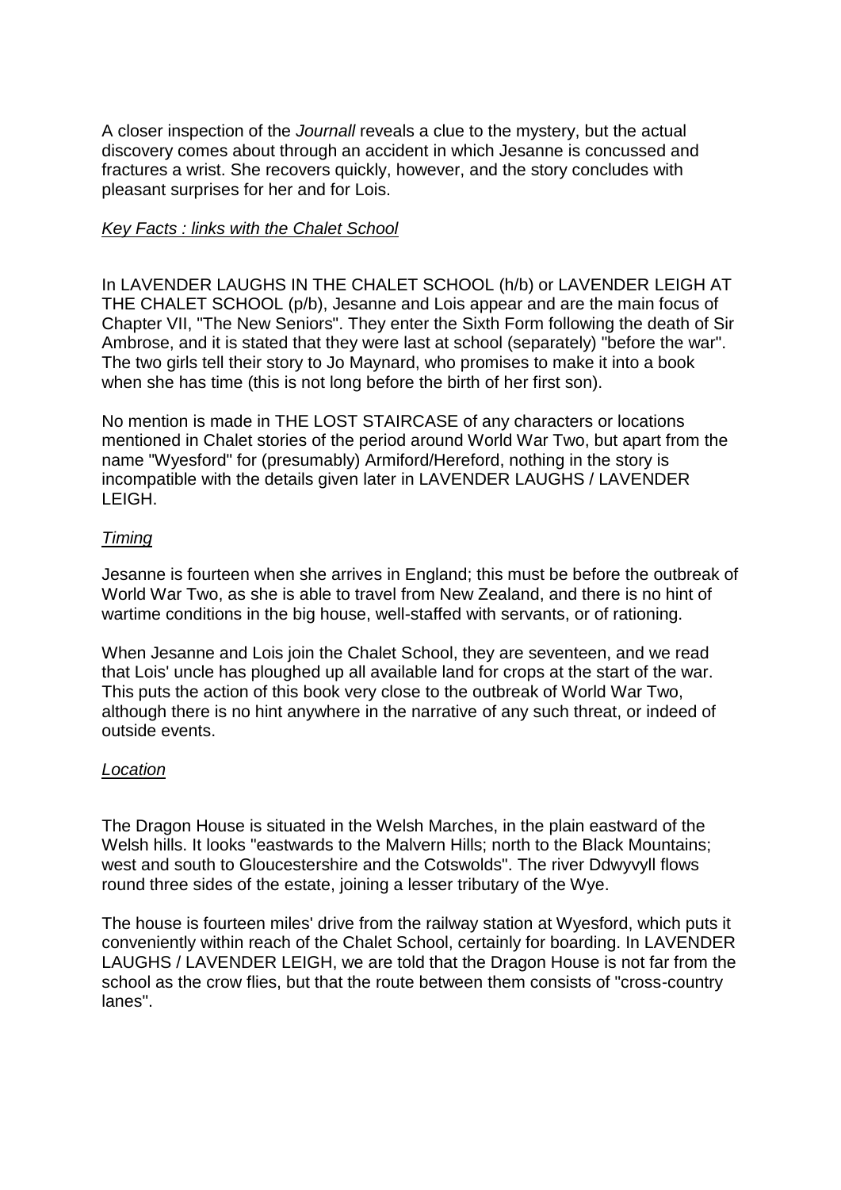A closer inspection of the *Journall* reveals a clue to the mystery, but the actual discovery comes about through an accident in which Jesanne is concussed and fractures a wrist. She recovers quickly, however, and the story concludes with pleasant surprises for her and for Lois.

### *Key Facts : links with the Chalet School*

In LAVENDER LAUGHS IN THE CHALET SCHOOL (h/b) or LAVENDER LEIGH AT THE CHALET SCHOOL (p/b), Jesanne and Lois appear and are the main focus of Chapter VII, "The New Seniors". They enter the Sixth Form following the death of Sir Ambrose, and it is stated that they were last at school (separately) "before the war". The two girls tell their story to Jo Maynard, who promises to make it into a book when she has time (this is not long before the birth of her first son).

No mention is made in THE LOST STAIRCASE of any characters or locations mentioned in Chalet stories of the period around World War Two, but apart from the name "Wyesford" for (presumably) Armiford/Hereford, nothing in the story is incompatible with the details given later in LAVENDER LAUGHS / LAVENDER LEIGH.

### *Timing*

Jesanne is fourteen when she arrives in England; this must be before the outbreak of World War Two, as she is able to travel from New Zealand, and there is no hint of wartime conditions in the big house, well-staffed with servants, or of rationing.

When Jesanne and Lois join the Chalet School, they are seventeen, and we read that Lois' uncle has ploughed up all available land for crops at the start of the war. This puts the action of this book very close to the outbreak of World War Two, although there is no hint anywhere in the narrative of any such threat, or indeed of outside events.

### *Location*

The Dragon House is situated in the Welsh Marches, in the plain eastward of the Welsh hills. It looks "eastwards to the Malvern Hills; north to the Black Mountains; west and south to Gloucestershire and the Cotswolds". The river Ddwyvyll flows round three sides of the estate, joining a lesser tributary of the Wye.

The house is fourteen miles' drive from the railway station at Wyesford, which puts it conveniently within reach of the Chalet School, certainly for boarding. In LAVENDER LAUGHS / LAVENDER LEIGH, we are told that the Dragon House is not far from the school as the crow flies, but that the route between them consists of "cross-country lanes".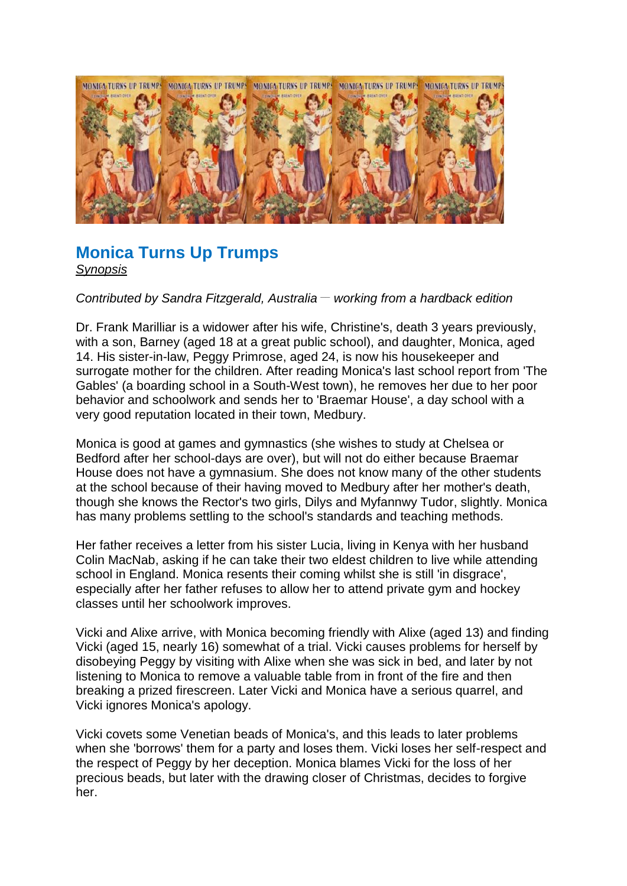## Monica Turns Up Trumps

*Synopsis*

*Contributed by Sandra Fitzgerald, Australia — working from a hardback edition*

Dr. Frank Marilliar is a widower after his wife, Christine's, death 3 years previously, with a son, Barney (aged 18 at a great public school), and daughter, Monica, aged 14. His sister-in-law, Peggy Primrose, aged 24, is now his housekeeper and surrogate mother for the children. After reading Monica's last school report from 'The Gables' (a boarding school in a South-West town), he removes her due to her poor behavior and schoolwork and sends her to 'Braemar House', a day school with a very good reputation located in their town, Medbury.

Monica is good at games and gymnastics (she wishes to study at Chelsea or Bedford after her school-days are over), but will not do either because Braemar House does not have a gymnasium. She does not know many of the other students at the school because of their having moved to Medbury after her mother's death, though she knows the Rector's two girls, Dilys and Myfannwy Tudor, slightly. Monica has many problems settling to the school's standards and teaching methods.

Her father receives a letter from his sister Lucia, living in Kenya with her husband Colin MacNab, asking if he can take their two eldest children to live while attending school in England. Monica resents their coming whilst she is still 'in disgrace', especially after her father refuses to allow her to attend private gym and hockey classes until her schoolwork improves.

Vicki and Alixe arrive, with Monica becoming friendly with Alixe (aged 13) and finding Vicki (aged 15, nearly 16) somewhat of a trial. Vicki causes problems for herself by disobeying Peggy by visiting with Alixe when she was sick in bed, and later by not listening to Monica to remove a valuable table from in front of the fire and then breaking a prized firescreen. Later Vicki and Monica have a serious quarrel, and Vicki ignores Monica's apology.

Vicki covets some Venetian beads of Monica's, and this leads to later problems when she 'borrows' them for a party and loses them. Vicki loses her self-respect and the respect of Peggy by her deception. Monica blames Vicki for the loss of her precious beads, but later with the drawing closer of Christmas, decides to forgive her.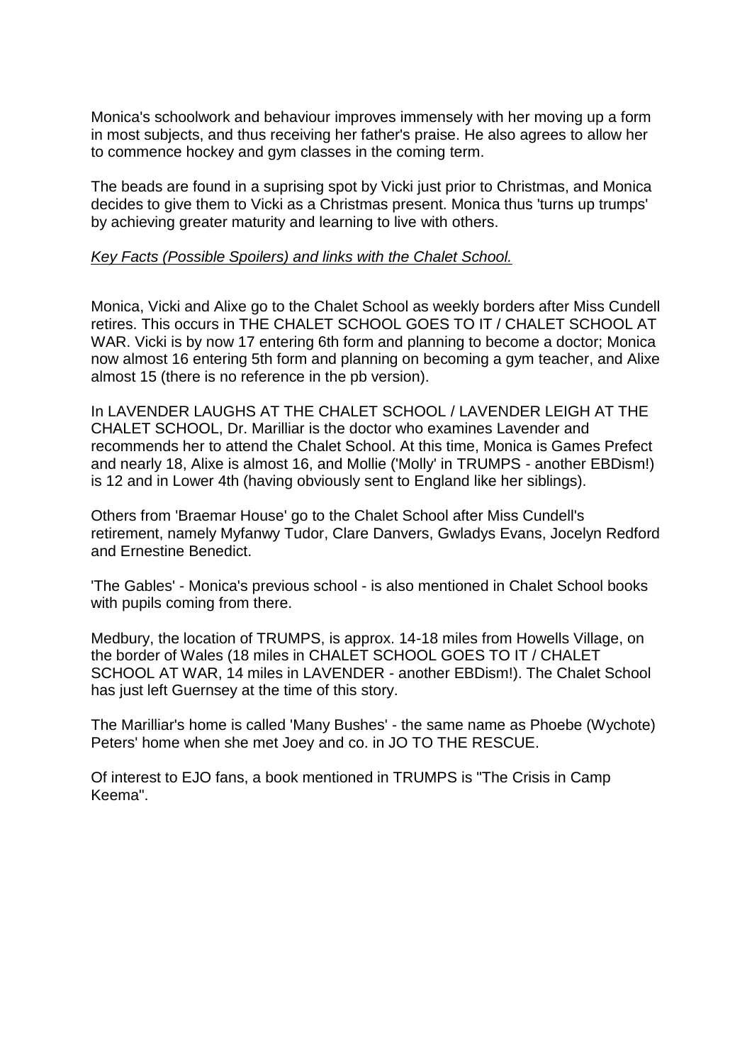Monica's schoolwork and behaviour improves immensely with her moving up a form in most subjects, and thus receiving her father's praise. He also agrees to allow her to commence hockey and gym classes in the coming term.

The beads are found in a suprising spot by Vicki just prior to Christmas, and Monica decides to give them to Vicki as a Christmas present. Monica thus 'turns up trumps' by achieving greater maturity and learning to live with others.

*Key Facts (Possible Spoilers) and links with the Chalet School.*

Monica, Vicki and Alixe go to the Chalet School as weekly borders after Miss Cundell retires. This occurs in THE CHALET SCHOOL GOES TO IT / CHALET SCHOOL AT WAR. Vicki is by now 17 entering 6th form and planning to become a doctor; Monica now almost 16 entering 5th form and planning on becoming a gym teacher, and Alixe almost 15 (there is no reference in the pb version).

In LAVENDER LAUGHS AT THE CHALET SCHOOL / LAVENDER LEIGH AT THE CHALET SCHOOL, Dr. Marilliar is the doctor who examines Lavender and recommends her to attend the Chalet School. At this time, Monica is Games Prefect and nearly 18, Alixe is almost 16, and Mollie ('Molly' in TRUMPS - another EBDism!) is 12 and in Lower 4th (having obviously sent to England like her siblings).

Others from 'Braemar House' go to the Chalet School after Miss Cundell's retirement, namely Myfanwy Tudor, Clare Danvers, Gwladys Evans, Jocelyn Redford and Ernestine Benedict.

'The Gables' - Monica's previous school - is also mentioned in Chalet School books with pupils coming from there.

Medbury, the location of TRUMPS, is approx. 14-18 miles from Howells Village, on the border of Wales (18 miles in CHALET SCHOOL GOES TO IT / CHALET SCHOOL AT WAR, 14 miles in LAVENDER - another EBDism!). The Chalet School has just left Guernsey at the time of this story.

The Marilliar's home is called 'Many Bushes' - the same name as Phoebe (Wychote) Peters' home when she met Joey and co. in JO TO THE RESCUE.

Of interest to EJO fans, a book mentioned in TRUMPS is "The Crisis in Camp Keema".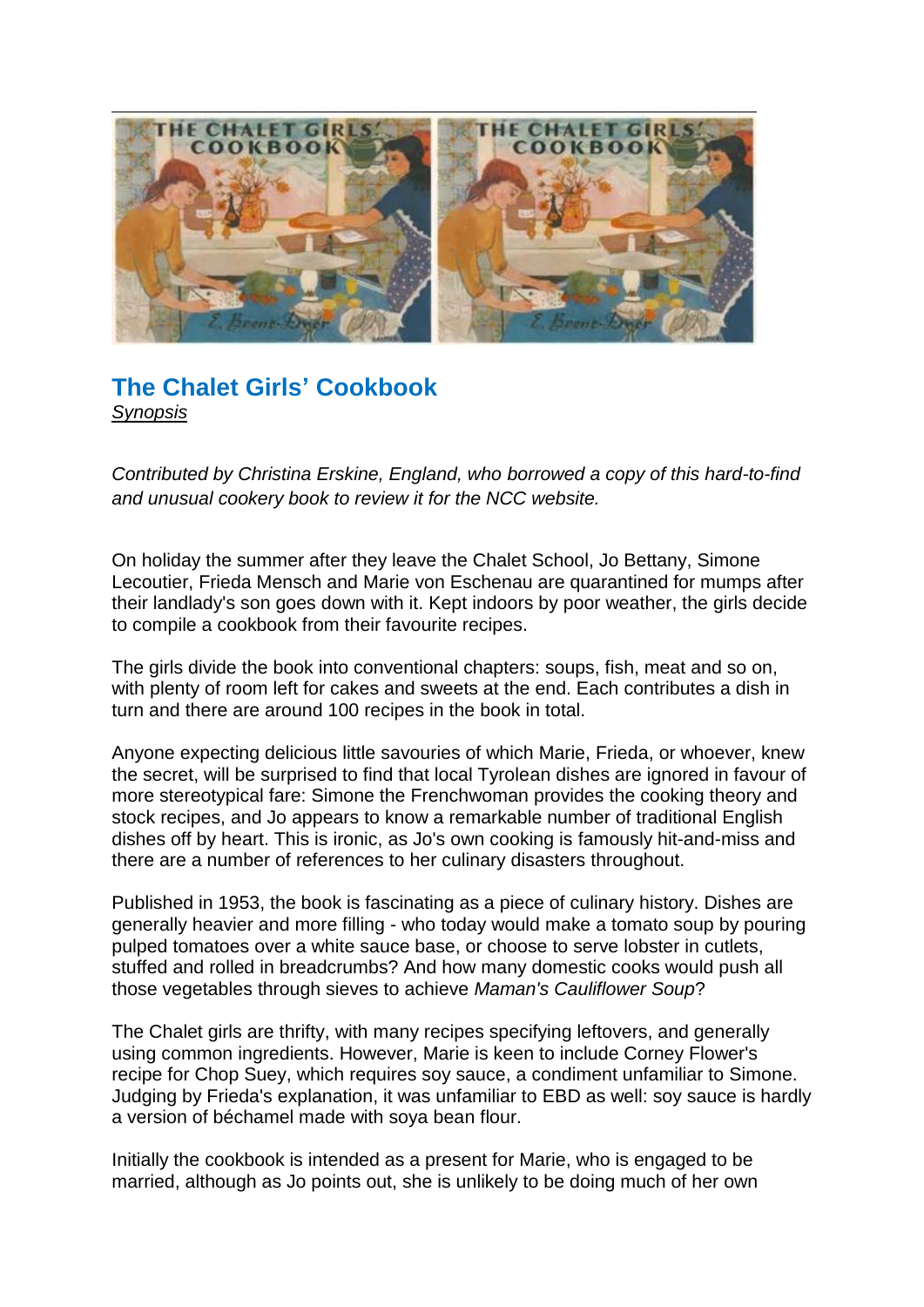## The Chalet Girls' Cookbook

*Synopsis*

*Contributed by Christina Erskine, England, who borrowed a copy of this hard-to-find and unusual cookery book to review it for the NCC website.*

On holiday the summer after they leave the Chalet School, Jo Bettany, Simone Lecoutier, Frieda Mensch and Marie von Eschenau are quarantined for mumps after their landlady's son goes down with it. Kept indoors by poor weather, the girls decide to compile a cookbook from their favourite recipes.

The girls divide the book into conventional chapters: soups, fish, meat and so on, with plenty of room left for cakes and sweets at the end. Each contributes a dish in turn and there are around 100 recipes in the book in total.

Anyone expecting delicious little savouries of which Marie, Frieda, or whoever, knew the secret, will be surprised to find that local Tyrolean dishes are ignored in favour of more stereotypical fare: Simone the Frenchwoman provides the cooking theory and stock recipes, and Jo appears to know a remarkable number of traditional English dishes off by heart. This is ironic, as Jo's own cooking is famously hit-and-miss and there are a number of references to her culinary disasters throughout.

Published in 1953, the book is fascinating as a piece of culinary history. Dishes are generally heavier and more filling - who today would make a tomato soup by pouring pulped tomatoes over a white sauce base, or choose to serve lobster in cutlets, stuffed and rolled in breadcrumbs? And how many domestic cooks would push all those vegetables through sieves to achieve *Maman's Cauliflower Soup*?

The Chalet girls are thrifty, with many recipes specifying leftovers, and generally using common ingredients. However, Marie is keen to include Corney Flower's recipe for Chop Suey, which requires soy sauce, a condiment unfamiliar to Simone. Judging by Frieda's explanation, it was unfamiliar to EBD as well: soy sauce is hardly a version of béchamel made with soya bean flour.

Initially the cookbook is intended as a present for Marie, who is engaged to be married, although as Jo points out, she is unlikely to be doing much of her own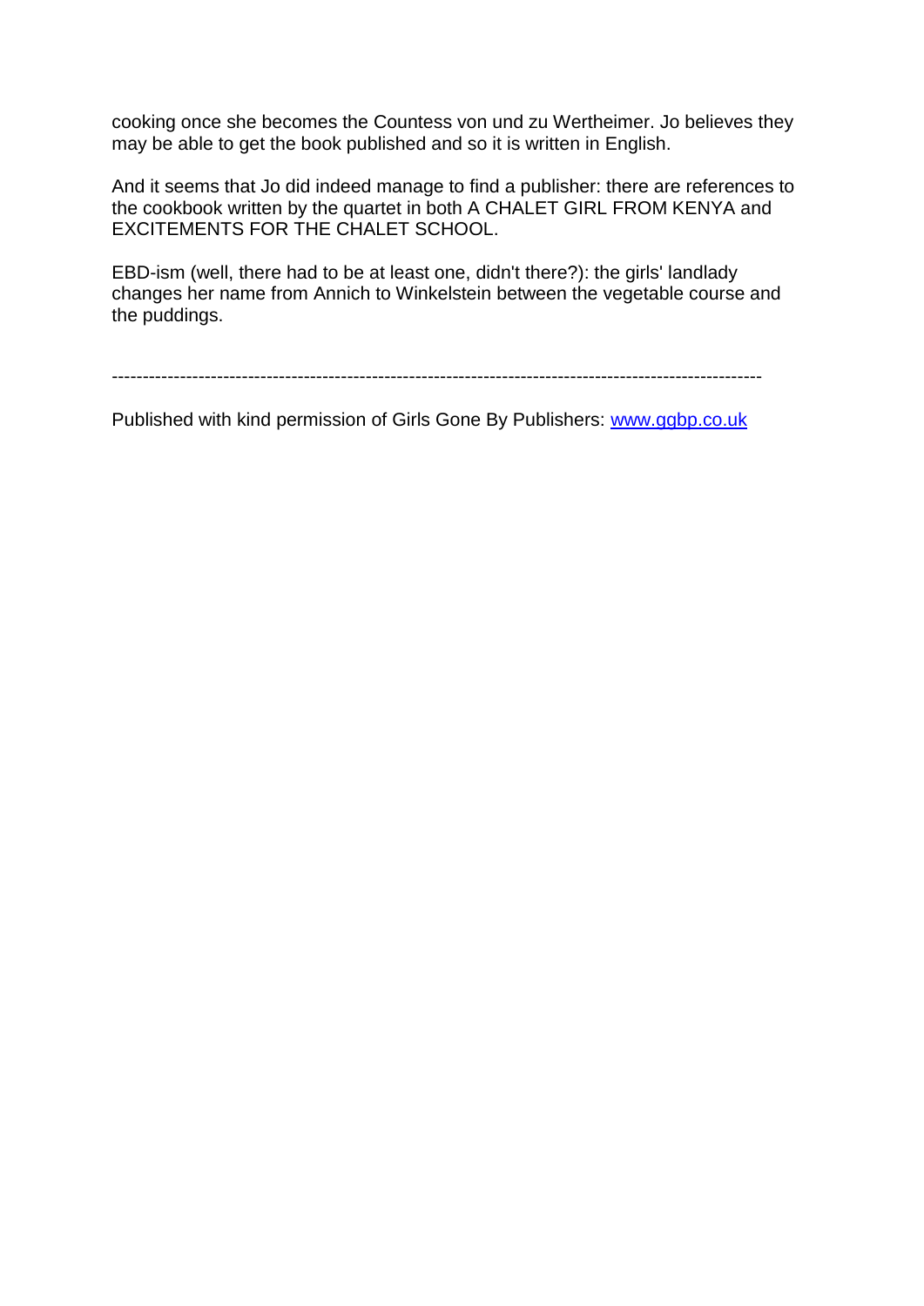cooking once she becomes the Countess von und zu Wertheimer. Jo believes they may be able to get the book published and so it is written in English.

And it seems that Jo did indeed manage to find a publisher: there are references to the cookbook written by the quartet in both A CHALET GIRL FROM KENYA and EXCITEMENTS FOR THE CHALET SCHOOL.

EBD-ism (well, there had to be at least one, didn't there?): the girls' landlady changes her name from Annich to Winkelstein between the vegetable course and the puddings.

---

Published with kind permission of Girls Gone By Publishers: [www.ggbp.co.uk](http://www.ggbp.co.uk)